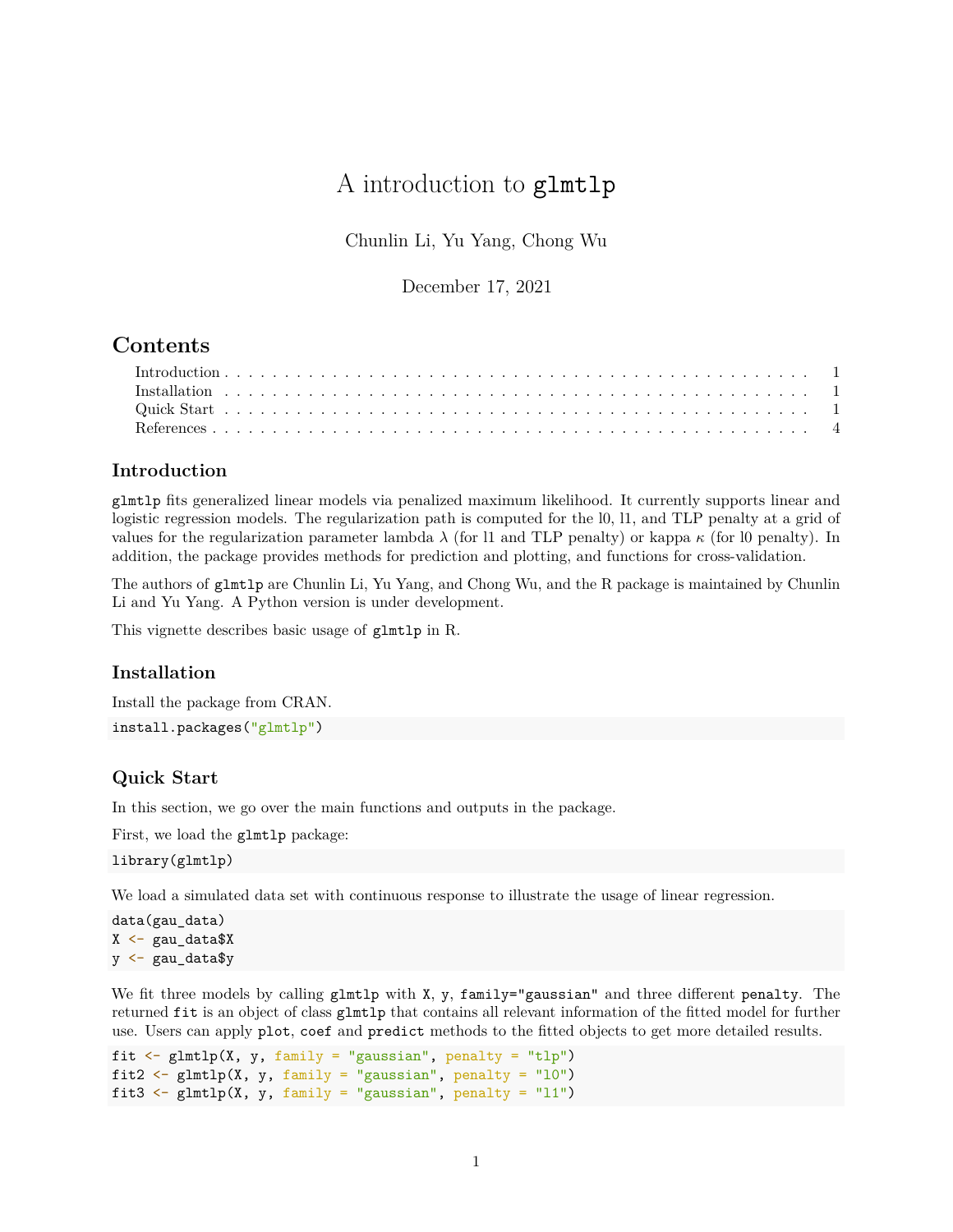# A introduction to `glmtlp`

Chunlin Li, Yu Yang, Chong Wu

December 17, 2021

## Contents

- Introduction . . . . . 1
- Installation . . . . . 1
- Quick Start . . . . . 1
- References . . . . . 4

## Introduction

`glmtlp` fits generalized linear models via penalized maximum likelihood. It currently supports linear and logistic regression models. The regularization path is computed for the l0, l1, and TLP penalty at a grid of values for the regularization parameter lambda $\lambda$ (for l1 and TLP penalty) or kappa $\kappa$ (for l0 penalty). In addition, the package provides methods for prediction and plotting, and functions for cross-validation.

The authors of `glmtlp` are Chunlin Li, Yu Yang, and Chong Wu, and the R package is maintained by Chunlin Li and Yu Yang. A Python version is under development.

This vignette describes basic usage of `glmtlp` in R.

## Installation

Install the package from CRAN.

```
install.packages("glmtlp")
```

## Quick Start

In this section, we go over the main functions and outputs in the package.

First, we load the `glmtlp` package:

```
library(glmtlp)
```

We load a simulated data set with continuous response to illustrate the usage of linear regression.

```
data(gau_data)
X <- gau_data$X
y <- gau_data$y
```

We fit three models by calling `glmtlp` with `X`, `y`, `family="gaussian"` and three different `penalty`. The returned `fit` is an object of class `glmtlp` that contains all relevant information of the fitted model for further use. Users can apply `plot`, `coef` and `predict` methods to the fitted objects to get more detailed results.

```
fit <- glmtlp(X, y, family = "gaussian", penalty = "tlp")
fit2 <- glmtlp(X, y, family = "gaussian", penalty = "l0")
fit3 <- glmtlp(X, y, family = "gaussian", penalty = "l1")
```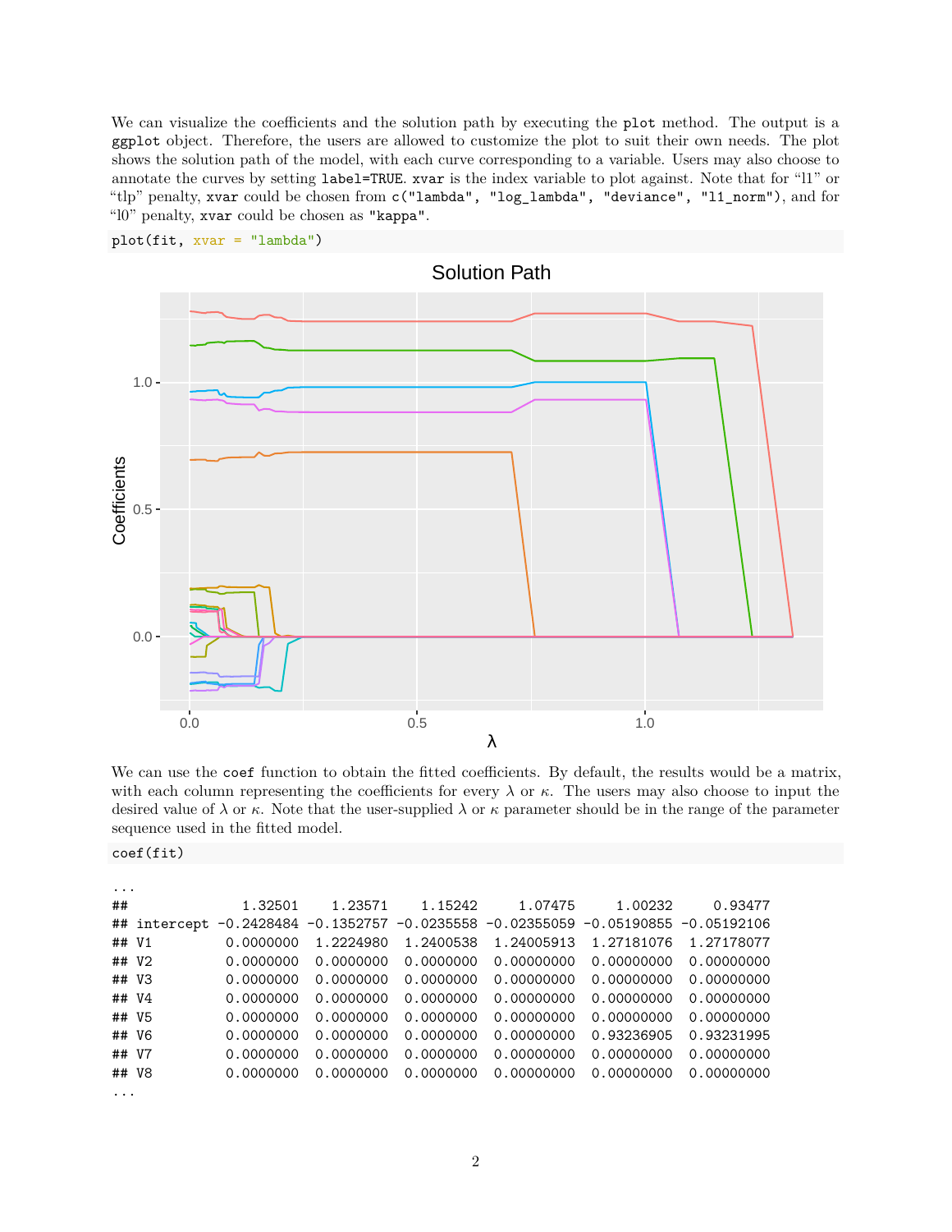We can visualize the coefficients and the solution path by executing the `plot` method. The output is a `ggplot` object. Therefore, the users are allowed to customize the plot to suit their own needs. The plot shows the solution path of the model, with each curve corresponding to a variable. Users may also choose to annotate the curves by setting `label=TRUE`. `xvar` is the index variable to plot against. Note that for "l1" or "tlp" penalty, `xvar` could be chosen from `c("lambda", "log_lambda", "deviance", "l1_norm")`, and for "l0" penalty, `xvar` could be chosen as `"kappa"`.

```
plot(fit, xvar = "lambda")
```

We can use the `coef` function to obtain the fitted coefficients. By default, the results would be a matrix, with each column representing the coefficients for every $\lambda$ or $\kappa$. The users may also choose to input the desired value of $\lambda$ or $\kappa$. Note that the user-supplied $\lambda$ or $\kappa$ parameter should be in the range of the parameter sequence used in the fitted model.

```
coef(fit)
```

```
...
##               1.32501    1.23571    1.15242     1.07475     1.00232     0.93477
## intercept -0.2428484 -0.1352757 -0.0235558 -0.02355059 -0.05190855 -0.05192106
## V1         0.0000000  1.2224980  1.2400538  1.24005913  1.27181076  1.27178077
## V2         0.0000000  0.0000000  0.0000000  0.00000000  0.00000000  0.00000000
## V3         0.0000000  0.0000000  0.0000000  0.00000000  0.00000000  0.00000000
## V4         0.0000000  0.0000000  0.0000000  0.00000000  0.00000000  0.00000000
## V5         0.0000000  0.0000000  0.0000000  0.00000000  0.00000000  0.00000000
## V6         0.0000000  0.0000000  0.0000000  0.00000000  0.93236905  0.93231995
## V7         0.0000000  0.0000000  0.0000000  0.00000000  0.00000000  0.00000000
## V8         0.0000000  0.0000000  0.0000000  0.00000000  0.00000000  0.00000000
...
```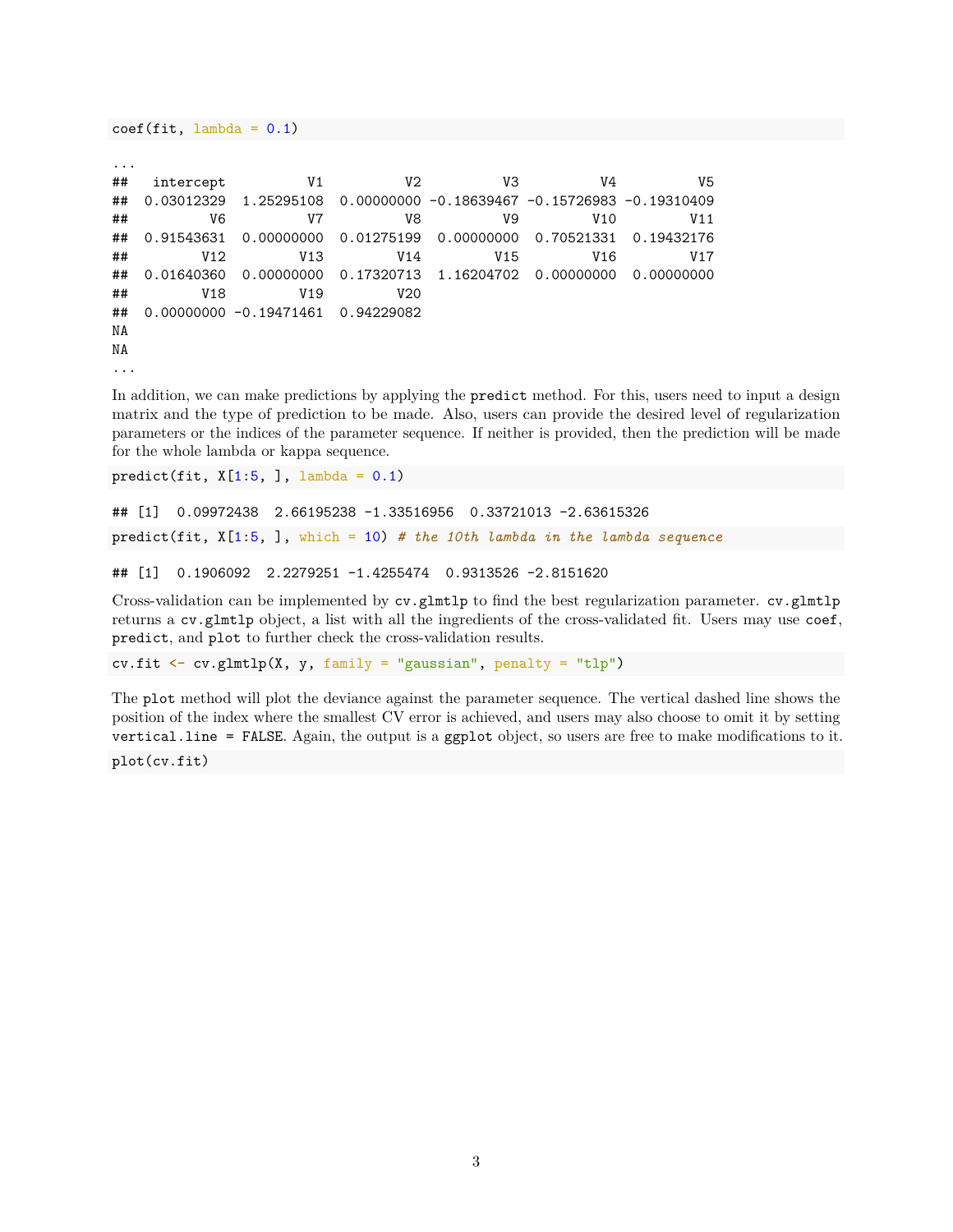```r
coef(fit, lambda = 0.1)
```

```
...
##   intercept          V1          V2          V3          V4          V5 
##  0.03012329  1.25295108  0.00000000 -0.18639467 -0.15726983 -0.19310409 
##          V6          V7          V8          V9         V10         V11 
##  0.91543631  0.00000000  0.01275199  0.00000000  0.70521331  0.19432176 
##         V12         V13         V14         V15         V16         V17 
##  0.01640360  0.00000000  0.17320713  1.16204702  0.00000000  0.00000000 
##         V18         V19         V20 
##  0.00000000 -0.19471461  0.94229082 
NA
NA
...
```

In addition, we can make predictions by applying the `predict` method. For this, users need to input a design matrix and the type of prediction to be made. Also, users can provide the desired level of regularization parameters or the indices of the parameter sequence. If neither is provided, then the prediction will be made for the whole lambda or kappa sequence.

```r
predict(fit, X[1:5, ], lambda = 0.1)
```

```
## [1]  0.09972438  2.66195238 -1.33516956  0.33721013 -2.63615326
```

```r
predict(fit, X[1:5, ], which = 10) # the 10th lambda in the lambda sequence
```

```
## [1]  0.1906092  2.2279251 -1.4255474  0.9313526 -2.8151620
```

Cross-validation can be implemented by `cv.glmtlp` to find the best regularization parameter. `cv.glmtlp` returns a `cv.glmtlp` object, a list with all the ingredients of the cross-validated fit. Users may use `coef`, `predict`, and `plot` to further check the cross-validation results.

```r
cv.fit <- cv.glmtlp(X, y, family = "gaussian", penalty = "tlp")
```

The `plot` method will plot the deviance against the parameter sequence. The vertical dashed line shows the position of the index where the smallest CV error is achieved, and users may also choose to omit it by setting `vertical.line = FALSE`. Again, the output is a `ggplot` object, so users are free to make modifications to it.

```r
plot(cv.fit)
```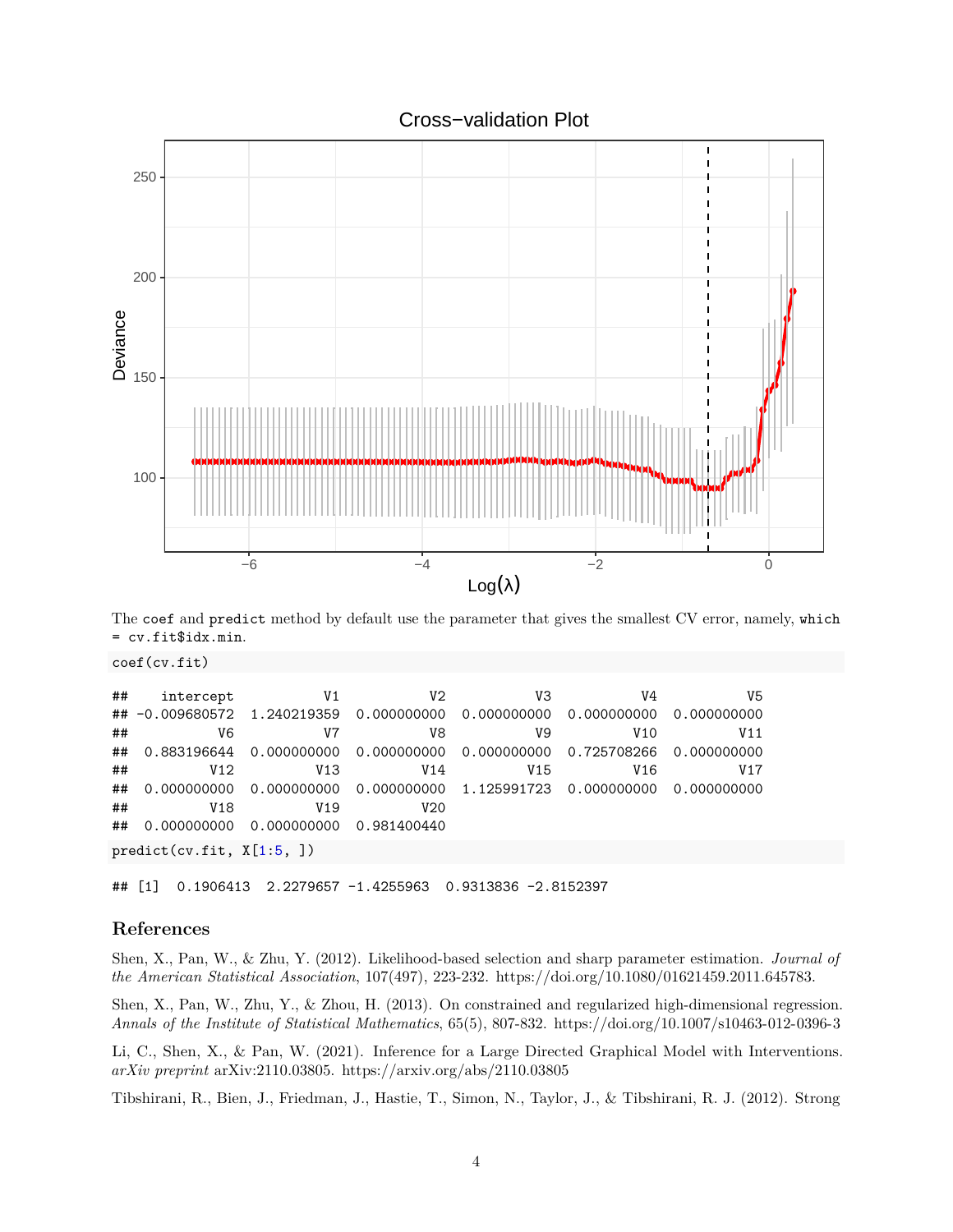The `coef` and `predict` method by default use the parameter that gives the smallest CV error, namely, `which = cv.fit$idx.min`.

```
coef(cv.fit)
```

```
##    intercept           V1           V2           V3           V4           V5 
## -0.009680572  1.240219359  0.000000000  0.000000000  0.000000000  0.000000000 
##           V6           V7           V8           V9          V10          V11 
##  0.883196644  0.000000000  0.000000000  0.000000000  0.725708266  0.000000000 
##          V12          V13          V14          V15          V16          V17 
##  0.000000000  0.000000000  0.000000000  1.125991723  0.000000000  0.000000000 
##          V18          V19          V20 
##  0.000000000  0.000000000  0.981400440
```

```
predict(cv.fit, X[1:5, ])
```

```
## [1]  0.1906413  2.2279657 -1.4255963  0.9313836 -2.8152397
```

## References

Shen, X., Pan, W., & Zhu, Y. (2012). Likelihood-based selection and sharp parameter estimation. *Journal of the American Statistical Association*, 107(497), 223-232. https://doi.org/10.1080/01621459.2011.645783.

Shen, X., Pan, W., Zhu, Y., & Zhou, H. (2013). On constrained and regularized high-dimensional regression. *Annals of the Institute of Statistical Mathematics*, 65(5), 807-832. https://doi.org/10.1007/s10463-012-0396-3

Li, C., Shen, X., & Pan, W. (2021). Inference for a Large Directed Graphical Model with Interventions. *arXiv preprint* arXiv:2110.03805. https://arxiv.org/abs/2110.03805

Tibshirani, R., Bien, J., Friedman, J., Hastie, T., Simon, N., Taylor, J., & Tibshirani, R. J. (2012). Strong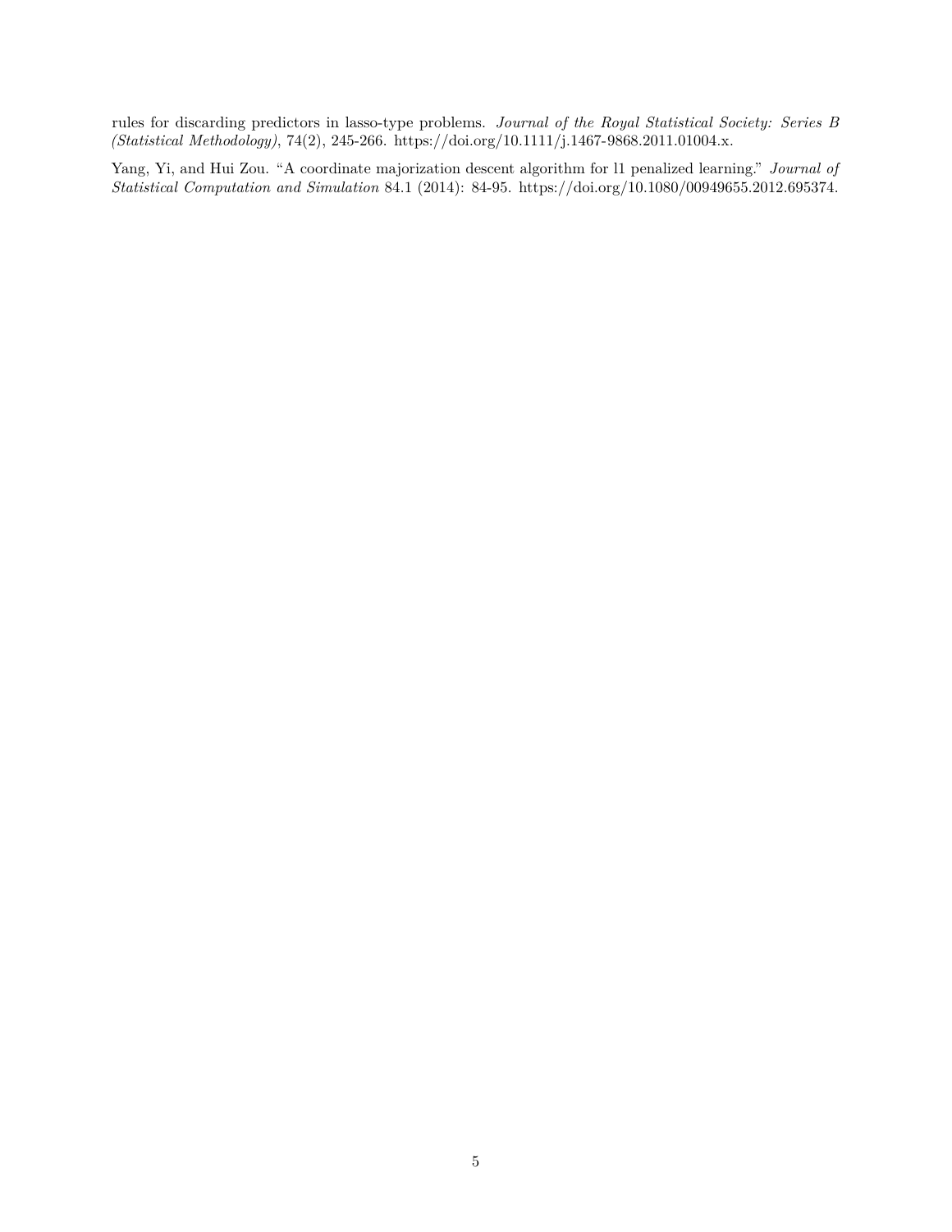rules for discarding predictors in lasso-type problems. *Journal of the Royal Statistical Society: Series B (Statistical Methodology)*, 74(2), 245-266. https://doi.org/10.1111/j.1467-9868.2011.01004.x.

Yang, Yi, and Hui Zou. "A coordinate majorization descent algorithm for l1 penalized learning." *Journal of Statistical Computation and Simulation* 84.1 (2014): 84-95. https://doi.org/10.1080/00949655.2012.695374.